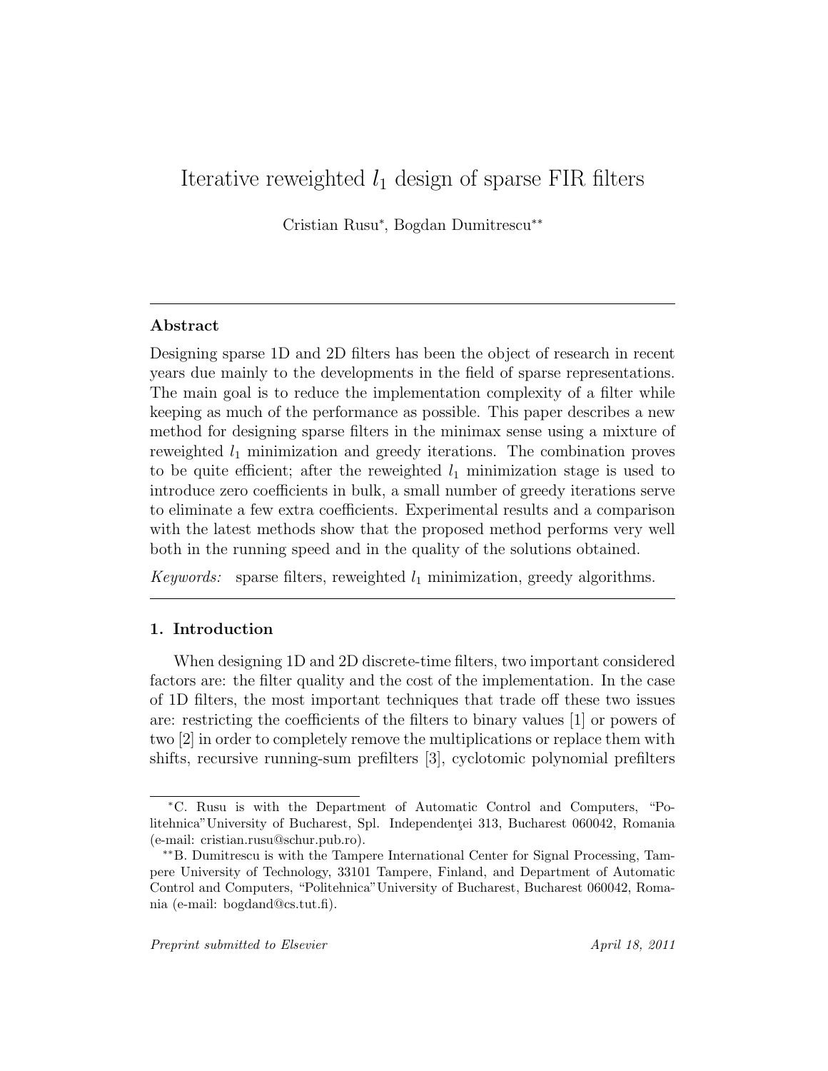# Iterative reweighted $l_1$ design of sparse FIR filters

Cristian Rusu*, Bogdan Dumitrescu**

---

## Abstract

Designing sparse 1D and 2D filters has been the object of research in recent years due mainly to the developments in the field of sparse representations. The main goal is to reduce the implementation complexity of a filter while keeping as much of the performance as possible. This paper describes a new method for designing sparse filters in the minimax sense using a mixture of reweighted $l_1$ minimization and greedy iterations. The combination proves to be quite efficient; after the reweighted $l_1$ minimization stage is used to introduce zero coefficients in bulk, a small number of greedy iterations serve to eliminate a few extra coefficients. Experimental results and a comparison with the latest methods show that the proposed method performs very well both in the running speed and in the quality of the solutions obtained.

*Keywords:* sparse filters, reweighted $l_1$ minimization, greedy algorithms.

---

## 1. Introduction

When designing 1D and 2D discrete-time filters, two important considered factors are: the filter quality and the cost of the implementation. In the case of 1D filters, the most important techniques that trade off these two issues are: restricting the coefficients of the filters to binary values [1] or powers of two [2] in order to completely remove the multiplications or replace them with shifts, recursive running-sum prefilters [3], cyclotomic polynomial prefilters

---

*C. Rusu is with the Department of Automatic Control and Computers, "Politehnica"University of Bucharest, Spl. Independenţei 313, Bucharest 060042, Romania (e-mail: cristian.rusu@schur.pub.ro).

**B. Dumitrescu is with the Tampere International Center for Signal Processing, Tampere University of Technology, 33101 Tampere, Finland, and Department of Automatic Control and Computers, "Politehnica"University of Bucharest, Bucharest 060042, Romania (e-mail: bogdand@cs.tut.fi).

*Preprint submitted to Elsevier* *April 18, 2011*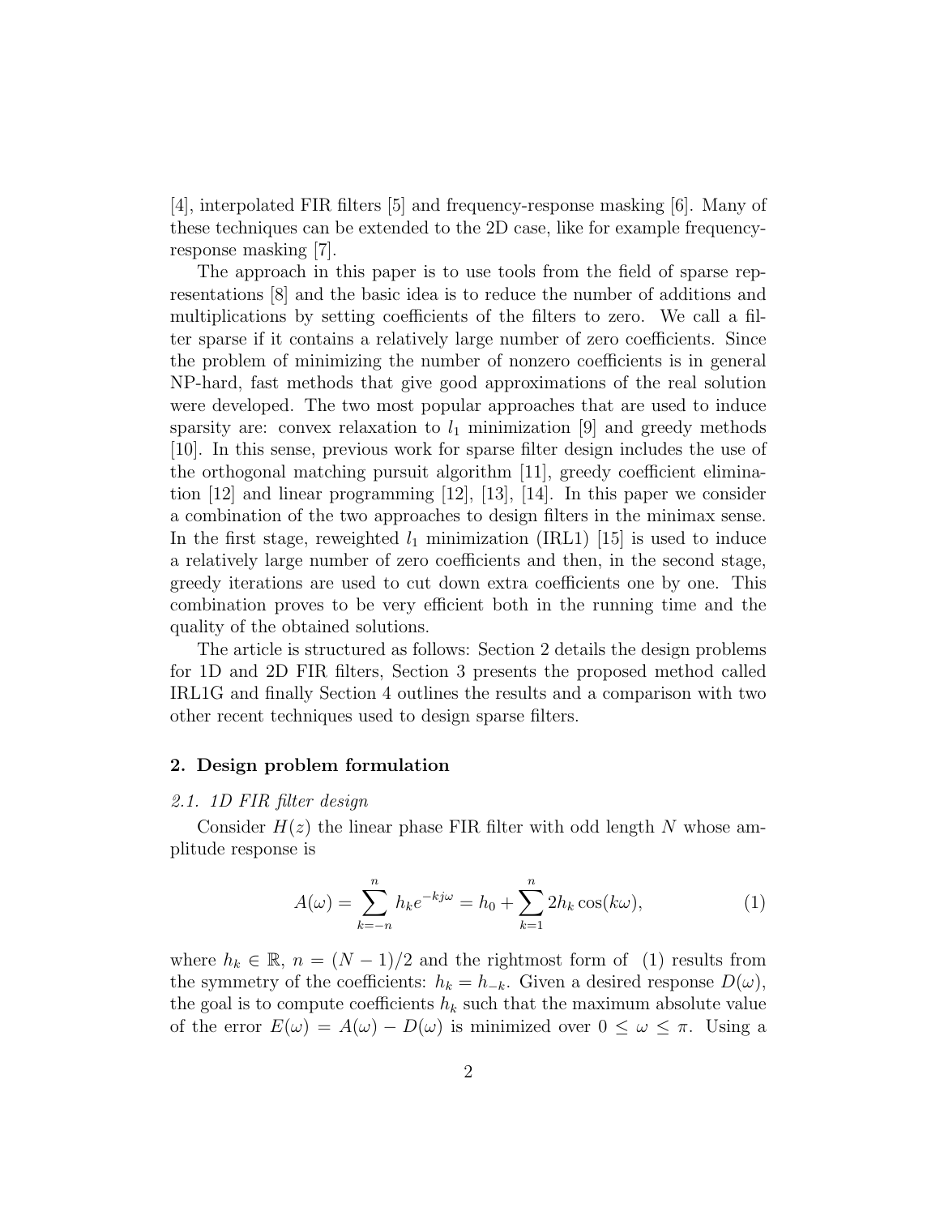[4], interpolated FIR filters [5] and frequency-response masking [6]. Many of these techniques can be extended to the 2D case, like for example frequency-response masking [7].

The approach in this paper is to use tools from the field of sparse representations [8] and the basic idea is to reduce the number of additions and multiplications by setting coefficients of the filters to zero. We call a filter sparse if it contains a relatively large number of zero coefficients. Since the problem of minimizing the number of nonzero coefficients is in general NP-hard, fast methods that give good approximations of the real solution were developed. The two most popular approaches that are used to induce sparsity are: convex relaxation to $l_1$ minimization [9] and greedy methods [10]. In this sense, previous work for sparse filter design includes the use of the orthogonal matching pursuit algorithm [11], greedy coefficient elimination [12] and linear programming [12], [13], [14]. In this paper we consider a combination of the two approaches to design filters in the minimax sense. In the first stage, reweighted $l_1$ minimization (IRL1) [15] is used to induce a relatively large number of zero coefficients and then, in the second stage, greedy iterations are used to cut down extra coefficients one by one. This combination proves to be very efficient both in the running time and the quality of the obtained solutions.

The article is structured as follows: Section 2 details the design problems for 1D and 2D FIR filters, Section 3 presents the proposed method called IRL1G and finally Section 4 outlines the results and a comparison with two other recent techniques used to design sparse filters.

## 2. Design problem formulation

### *2.1. 1D FIR filter design*

Consider $H(z)$ the linear phase FIR filter with odd length $N$ whose amplitude response is

$$A(\omega) = \sum_{k=-n}^{n} h_k e^{-kj\omega} = h_0 + \sum_{k=1}^{n} 2h_k \cos(k\omega), \tag{1}$$

where $h_k \in \mathbb{R}$, $n = (N-1)/2$ and the rightmost form of (1) results from the symmetry of the coefficients: $h_k = h_{-k}$. Given a desired response $D(\omega)$, the goal is to compute coefficients $h_k$ such that the maximum absolute value of the error $E(\omega) = A(\omega) - D(\omega)$ is minimized over $0 \leq \omega \leq \pi$. Using a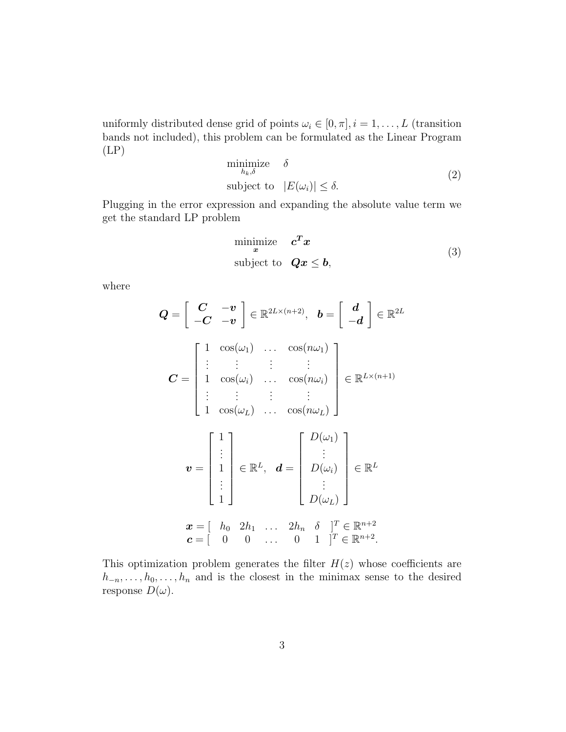uniformly distributed dense grid of points $\omega_i \in [0, \pi], i = 1, \ldots, L$ (transition bands not included), this problem can be formulated as the Linear Program (LP)

$$
\begin{aligned}
\underset{h_k, \delta}{\text{minimize}} \quad & \delta \\
\text{subject to} \quad & |E(\omega_i)| \leq \delta.
\end{aligned}
\tag{2}
$$

Plugging in the error expression and expanding the absolute value term we get the standard LP problem

$$
\begin{aligned}
\underset{\boldsymbol{x}}{\text{minimize}} \quad & \boldsymbol{c^T x} \\
\text{subject to} \quad & \boldsymbol{Qx} \leq \boldsymbol{b},
\end{aligned}
\tag{3}
$$

where

$$
\boldsymbol{Q} = \begin{bmatrix} \boldsymbol{C} & -\boldsymbol{v} \\ -\boldsymbol{C} & -\boldsymbol{v} \end{bmatrix} \in \mathbb{R}^{2L \times (n+2)}, \quad \boldsymbol{b} = \begin{bmatrix} \boldsymbol{d} \\ -\boldsymbol{d} \end{bmatrix} \in \mathbb{R}^{2L}
$$

$$
\boldsymbol{C} = \begin{bmatrix} 1 & \cos(\omega_1) & \ldots & \cos(n\omega_1) \\ \vdots & \vdots & \vdots & \vdots \\ 1 & \cos(\omega_i) & \ldots & \cos(n\omega_i) \\ \vdots & \vdots & \vdots & \vdots \\ 1 & \cos(\omega_L) & \ldots & \cos(n\omega_L) \end{bmatrix} \in \mathbb{R}^{L \times (n+1)}
$$

$$
\boldsymbol{v} = \begin{bmatrix} 1 \\ \vdots \\ 1 \\ \vdots \\ 1 \end{bmatrix} \in \mathbb{R}^{L}, \quad \boldsymbol{d} = \begin{bmatrix} D(\omega_1) \\ \vdots \\ D(\omega_i) \\ \vdots \\ D(\omega_L) \end{bmatrix} \in \mathbb{R}^{L}
$$

$$
\begin{aligned}
\boldsymbol{x} &= [\begin{array}{cccccc} h_0 & 2h_1 & \ldots & 2h_n & \delta \end{array}]^T \in \mathbb{R}^{n+2} \\
\boldsymbol{c} &= [\begin{array}{cccccc} 0 & 0 & \ldots & 0 & 1 \end{array}]^T \in \mathbb{R}^{n+2}.
\end{aligned}
$$

This optimization problem generates the filter $H(z)$ whose coefficients are $h_{-n}, \ldots, h_0, \ldots, h_n$ and is the closest in the minimax sense to the desired response $D(\omega)$.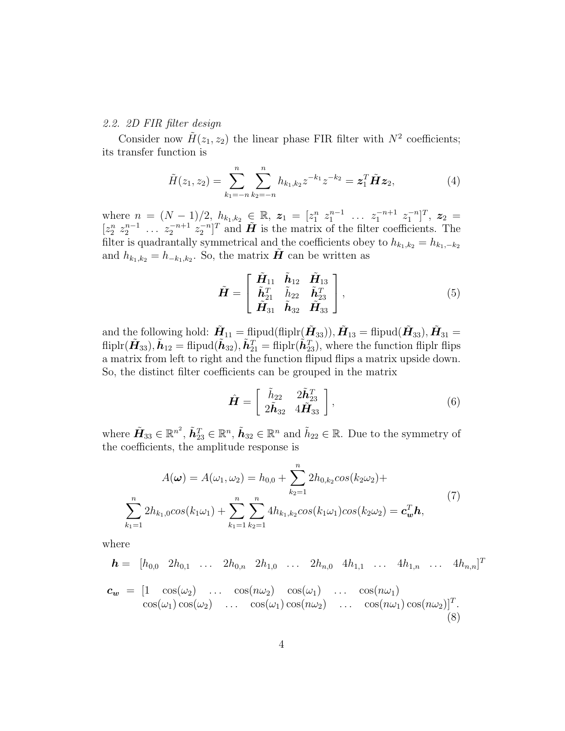### 2.2. 2D FIR filter design

Consider now $\tilde{H}(z_1, z_2)$ the linear phase FIR filter with $N^2$ coefficients; its transfer function is

$$\tilde{H}(z_1, z_2) = \sum_{k_1=-n}^{n} \sum_{k_2=-n}^{n} h_{k_1,k_2} z^{-k_1} z^{-k_2} = \boldsymbol{z}_1^T \tilde{\boldsymbol{H}} \boldsymbol{z}_2, \tag{4}$$

where $n = (N-1)/2$, $h_{k_1,k_2} \in \mathbb{R}$, $\boldsymbol{z}_1 = [z_1^n \; z_1^{n-1} \; \dots \; z_1^{-n+1} \; z_1^{-n}]^T$, $\boldsymbol{z}_2 = [z_2^n \; z_2^{n-1} \; \dots \; z_2^{-n+1} \; z_2^{-n}]^T$ and $\tilde{\boldsymbol{H}}$ is the matrix of the filter coefficients. The filter is quadrantally symmetrical and the coefficients obey to $h_{k_1,k_2} = h_{k_1,-k_2}$ and $h_{k_1,k_2} = h_{-k_1,k_2}$. So, the matrix $\tilde{\boldsymbol{H}}$ can be written as

$$\tilde{\boldsymbol{H}} = \begin{bmatrix} \tilde{\boldsymbol{H}}_{11} & \tilde{\boldsymbol{h}}_{12} & \tilde{\boldsymbol{H}}_{13} \\ \tilde{\boldsymbol{h}}_{21}^T & \tilde{h}_{22} & \tilde{\boldsymbol{h}}_{23}^T \\ \tilde{\boldsymbol{H}}_{31} & \tilde{\boldsymbol{h}}_{32} & \tilde{\boldsymbol{H}}_{33} \end{bmatrix}, \tag{5}$$

and the following hold: $\tilde{\boldsymbol{H}}_{11} = \text{flipud}(\text{fliplr}(\tilde{\boldsymbol{H}}_{33}))$, $\tilde{\boldsymbol{H}}_{13} = \text{flipud}(\tilde{\boldsymbol{H}}_{33})$, $\tilde{\boldsymbol{H}}_{31} = \text{fliplr}(\tilde{\boldsymbol{H}}_{33})$, $\tilde{\boldsymbol{h}}_{12} = \text{flipud}(\tilde{\boldsymbol{h}}_{32})$, $\tilde{\boldsymbol{h}}_{21}^T = \text{fliplr}(\tilde{\boldsymbol{h}}_{23}^T)$, where the function fliplr flips a matrix from left to right and the function flipud flips a matrix upside down. So, the distinct filter coefficients can be grouped in the matrix

$$\hat{\boldsymbol{H}} = \begin{bmatrix} \tilde{h}_{22} & 2\tilde{\boldsymbol{h}}_{23}^T \\ 2\tilde{\boldsymbol{h}}_{32} & 4\tilde{\boldsymbol{H}}_{33} \end{bmatrix}, \tag{6}$$

where $\tilde{\boldsymbol{H}}_{33} \in \mathbb{R}^{n^2}$, $\tilde{\boldsymbol{h}}_{23}^T \in \mathbb{R}^n$, $\tilde{\boldsymbol{h}}_{32} \in \mathbb{R}^n$ and $\tilde{h}_{22} \in \mathbb{R}$. Due to the symmetry of the coefficients, the amplitude response is

$$\begin{aligned} A(\boldsymbol{\omega}) = A(\omega_1, \omega_2) = h_{0,0} + \sum_{k_2=1}^{n} 2h_{0,k_2} cos(k_2\omega_2) + \\ \sum_{k_1=1}^{n} 2h_{k_1,0} cos(k_1\omega_1) + \sum_{k_1=1}^{n} \sum_{k_2=1}^{n} 4h_{k_1,k_2} cos(k_1\omega_1) cos(k_2\omega_2) = \boldsymbol{c}_{\boldsymbol{w}}^T \boldsymbol{h}, \end{aligned} \tag{7}$$

where

$$\begin{aligned} \boldsymbol{h} = \; & [h_{0,0} \;\; 2h_{0,1} \;\; \dots \;\; 2h_{0,n} \;\; 2h_{1,0} \;\; \dots \;\; 2h_{n,0} \;\; 4h_{1,1} \;\; \dots \;\; 4h_{1,n} \;\; \dots \;\; 4h_{n,n}]^T \\ \boldsymbol{c}_{\boldsymbol{w}} = \; & [1 \;\; \cos(\omega_2) \;\; \dots \;\; \cos(n\omega_2) \;\; \cos(\omega_1) \;\; \dots \;\; \cos(n\omega_1) \\ & \cos(\omega_1)\cos(\omega_2) \;\; \dots \;\; \cos(\omega_1)\cos(n\omega_2) \;\; \dots \;\; \cos(n\omega_1)\cos(n\omega_2)]^T. \end{aligned} \tag{8}$$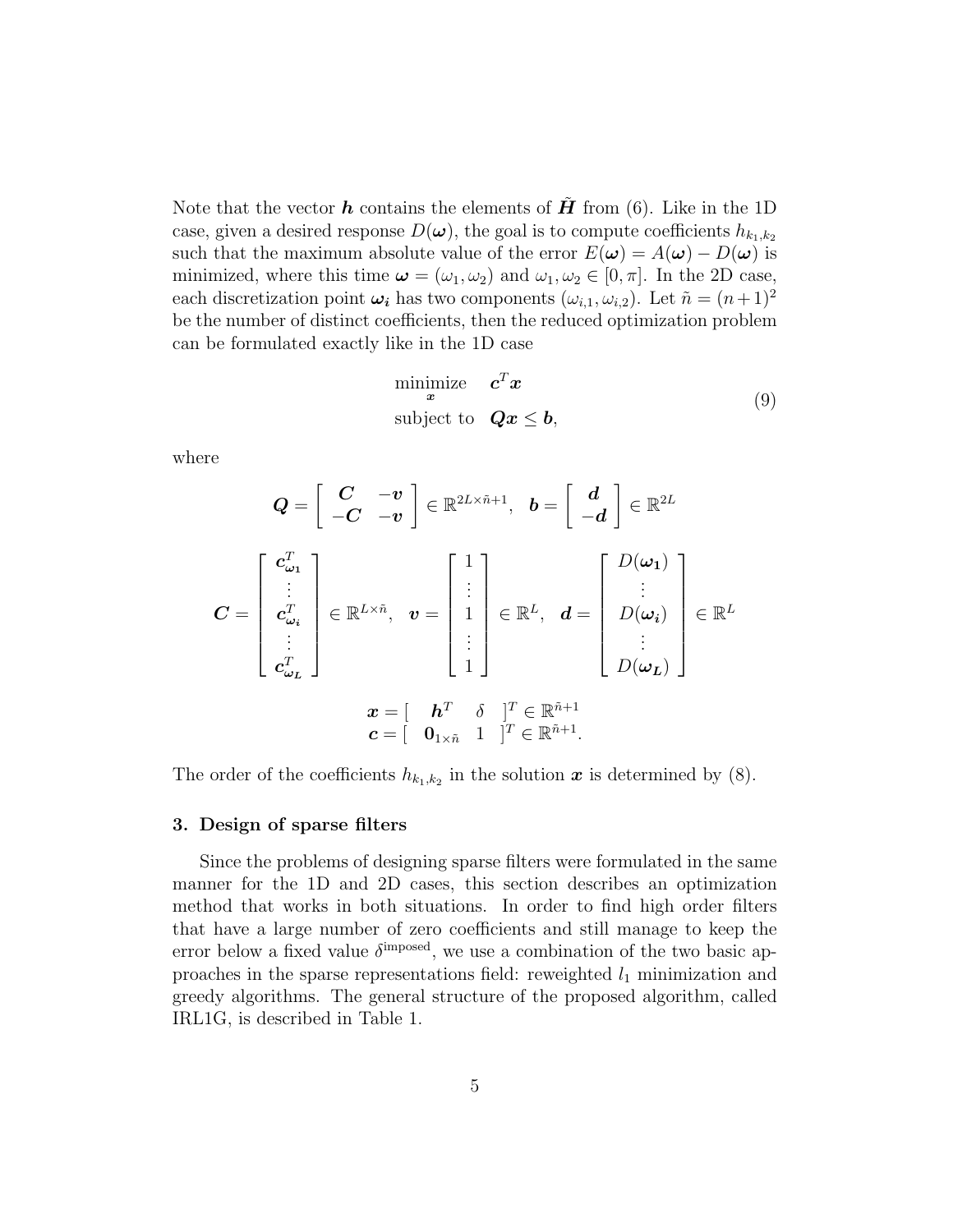Note that the vector $\boldsymbol{h}$ contains the elements of $\tilde{\boldsymbol{H}}$ from (6). Like in the 1D case, given a desired response $D(\boldsymbol{\omega})$, the goal is to compute coefficients $h_{k_1,k_2}$ such that the maximum absolute value of the error $E(\boldsymbol{\omega}) = A(\boldsymbol{\omega}) - D(\boldsymbol{\omega})$ is minimized, where this time $\boldsymbol{\omega} = (\omega_1, \omega_2)$ and $\omega_1, \omega_2 \in [0, \pi]$. In the 2D case, each discretization point $\boldsymbol{\omega_i}$ has two components $(\omega_{i,1}, \omega_{i,2})$. Let $\tilde{n} = (n+1)^2$ be the number of distinct coefficients, then the reduced optimization problem can be formulated exactly like in the 1D case

$$
\begin{aligned}
& \underset{\boldsymbol{x}}{\text{minimize}} \quad \boldsymbol{c}^T \boldsymbol{x} \\
& \text{subject to} \quad \boldsymbol{Q}\boldsymbol{x} \leq \boldsymbol{b},
\end{aligned}
\tag{9}
$$

where

$$
\boldsymbol{Q} = \begin{bmatrix} \boldsymbol{C} & -\boldsymbol{v} \\ -\boldsymbol{C} & -\boldsymbol{v} \end{bmatrix} \in \mathbb{R}^{2L \times \tilde{n}+1}, \quad \boldsymbol{b} = \begin{bmatrix} \boldsymbol{d} \\ -\boldsymbol{d} \end{bmatrix} \in \mathbb{R}^{2L}
$$

$$
\boldsymbol{C} = \begin{bmatrix} \boldsymbol{c}_{\boldsymbol{\omega_1}}^T \\ \vdots \\ \boldsymbol{c}_{\boldsymbol{\omega_i}}^T \\ \vdots \\ \boldsymbol{c}_{\boldsymbol{\omega_L}}^T \end{bmatrix} \in \mathbb{R}^{L \times \tilde{n}}, \quad \boldsymbol{v} = \begin{bmatrix} 1 \\ \vdots \\ 1 \\ \vdots \\ 1 \end{bmatrix} \in \mathbb{R}^{L}, \quad \boldsymbol{d} = \begin{bmatrix} D(\boldsymbol{\omega_1}) \\ \vdots \\ D(\boldsymbol{\omega_i}) \\ \vdots \\ D(\boldsymbol{\omega_L}) \end{bmatrix} \in \mathbb{R}^{L}
$$

$$
\begin{aligned}
\boldsymbol{x} &= [\quad \boldsymbol{h}^T \quad \delta \quad ]^T \in \mathbb{R}^{\tilde{n}+1} \\
\boldsymbol{c} &= [\quad \boldsymbol{0}_{1\times\tilde{n}} \quad 1 \quad ]^T \in \mathbb{R}^{\tilde{n}+1}.
\end{aligned}
$$

The order of the coefficients $h_{k_1,k_2}$ in the solution $\boldsymbol{x}$ is determined by (8).

## 3. Design of sparse filters

Since the problems of designing sparse filters were formulated in the same manner for the 1D and 2D cases, this section describes an optimization method that works in both situations. In order to find high order filters that have a large number of zero coefficients and still manage to keep the error below a fixed value $\delta^{\text{imposed}}$, we use a combination of the two basic approaches in the sparse representations field: reweighted $l_1$ minimization and greedy algorithms. The general structure of the proposed algorithm, called IRL1G, is described in Table 1.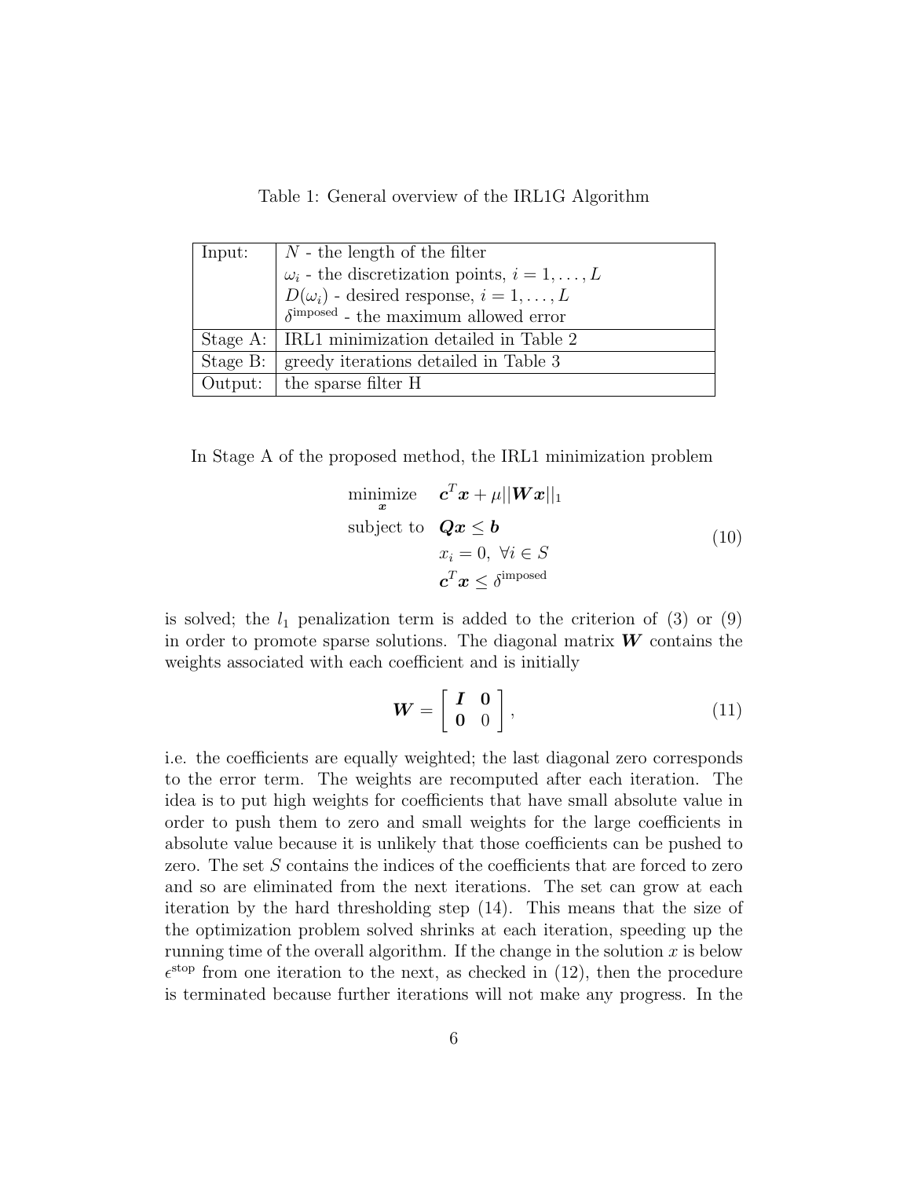Table 1: General overview of the IRL1G Algorithm

| Input: | $N$ - the length of the filter<br>$\omega_i$ - the discretization points, $i = 1, \ldots, L$<br>$D(\omega_i)$ - desired response, $i = 1, \ldots, L$<br>$\delta^{\text{imposed}}$ - the maximum allowed error |
|---|---|
| Stage A: | IRL1 minimization detailed in Table 2 |
| Stage B: | greedy iterations detailed in Table 3 |
| Output: | the sparse filter H |

In Stage A of the proposed method, the IRL1 minimization problem

$$
\begin{aligned}
\underset{\boldsymbol{x}}{\text{minimize}} \quad & \boldsymbol{c}^T \boldsymbol{x} + \mu ||\boldsymbol{W}\boldsymbol{x}||_1 \\
\text{subject to} \quad & \boldsymbol{Q}\boldsymbol{x} \leq \boldsymbol{b} \\
& x_i = 0, \ \forall i \in S \\
& \boldsymbol{c}^T \boldsymbol{x} \leq \delta^{\text{imposed}}
\end{aligned}
\tag{10}
$$

is solved; the $l_1$ penalization term is added to the criterion of (3) or (9) in order to promote sparse solutions. The diagonal matrix $\boldsymbol{W}$ contains the weights associated with each coefficient and is initially

$$
\boldsymbol{W} = \begin{bmatrix} \boldsymbol{I} & \boldsymbol{0} \\ \boldsymbol{0} & 0 \end{bmatrix},
\tag{11}
$$

i.e. the coefficients are equally weighted; the last diagonal zero corresponds to the error term. The weights are recomputed after each iteration. The idea is to put high weights for coefficients that have small absolute value in order to push them to zero and small weights for the large coefficients in absolute value because it is unlikely that those coefficients can be pushed to zero. The set $S$ contains the indices of the coefficients that are forced to zero and so are eliminated from the next iterations. The set can grow at each iteration by the hard thresholding step (14). This means that the size of the optimization problem solved shrinks at each iteration, speeding up the running time of the overall algorithm. If the change in the solution $x$ is below $\epsilon^{\text{stop}}$ from one iteration to the next, as checked in (12), then the procedure is terminated because further iterations will not make any progress. In the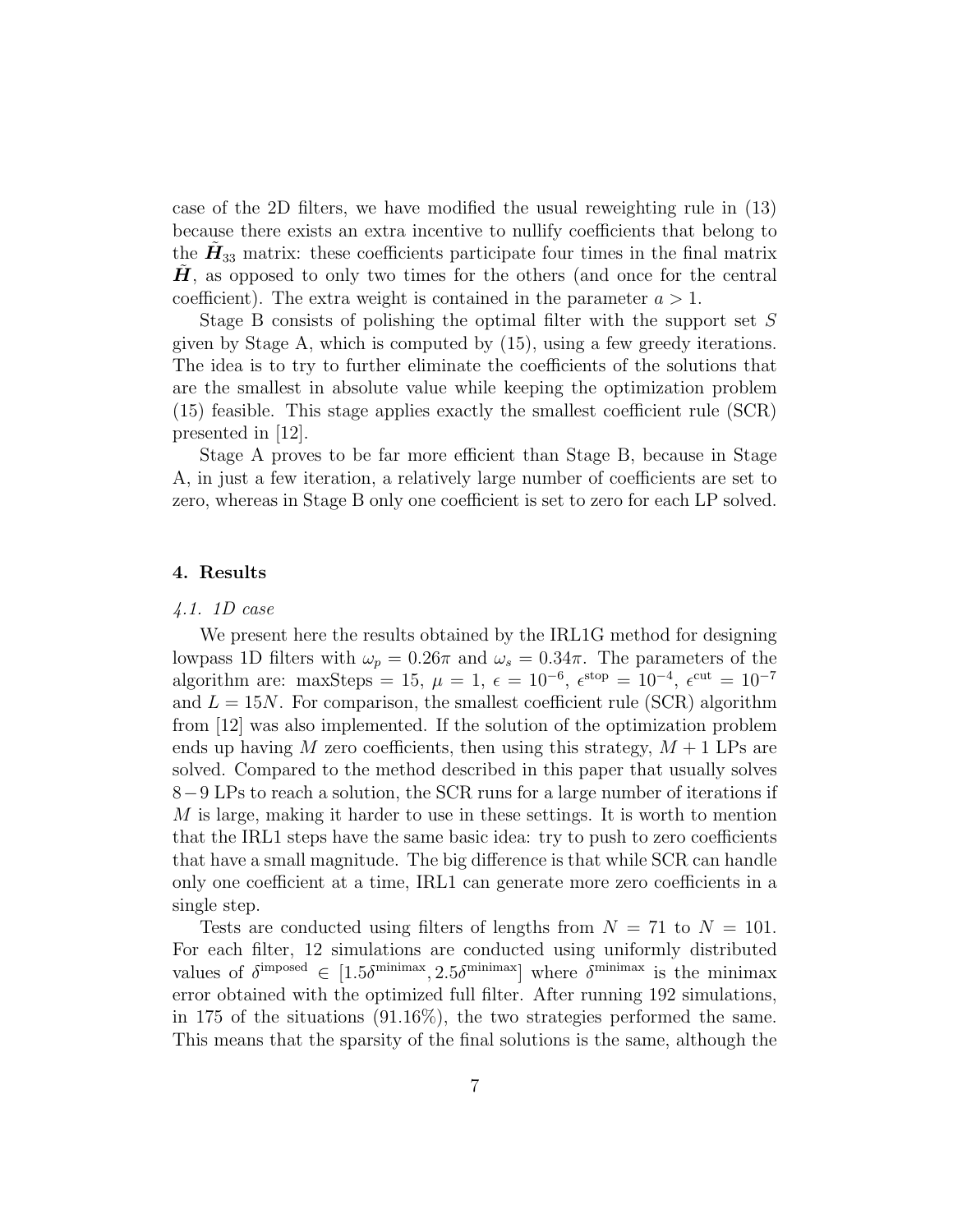case of the 2D filters, we have modified the usual reweighting rule in (13) because there exists an extra incentive to nullify coefficients that belong to the $\tilde{\boldsymbol{H}}_{33}$ matrix: these coefficients participate four times in the final matrix $\tilde{\boldsymbol{H}}$, as opposed to only two times for the others (and once for the central coefficient). The extra weight is contained in the parameter $a > 1$.

Stage B consists of polishing the optimal filter with the support set $S$ given by Stage A, which is computed by (15), using a few greedy iterations. The idea is to try to further eliminate the coefficients of the solutions that are the smallest in absolute value while keeping the optimization problem (15) feasible. This stage applies exactly the smallest coefficient rule (SCR) presented in [12].

Stage A proves to be far more efficient than Stage B, because in Stage A, in just a few iteration, a relatively large number of coefficients are set to zero, whereas in Stage B only one coefficient is set to zero for each LP solved.

## 4. Results

### *4.1. 1D case*

We present here the results obtained by the IRL1G method for designing lowpass 1D filters with $\omega_p = 0.26\pi$ and $\omega_s = 0.34\pi$. The parameters of the algorithm are: maxSteps = 15, $\mu = 1$, $\epsilon = 10^{-6}$, $\epsilon^{\text{stop}} = 10^{-4}$, $\epsilon^{\text{cut}} = 10^{-7}$ and $L = 15N$. For comparison, the smallest coefficient rule (SCR) algorithm from [12] was also implemented. If the solution of the optimization problem ends up having $M$ zero coefficients, then using this strategy, $M+1$ LPs are solved. Compared to the method described in this paper that usually solves $8-9$ LPs to reach a solution, the SCR runs for a large number of iterations if $M$ is large, making it harder to use in these settings. It is worth to mention that the IRL1 steps have the same basic idea: try to push to zero coefficients that have a small magnitude. The big difference is that while SCR can handle only one coefficient at a time, IRL1 can generate more zero coefficients in a single step.

Tests are conducted using filters of lengths from $N = 71$ to $N = 101$. For each filter, 12 simulations are conducted using uniformly distributed values of $\delta^{\text{imposed}} \in [1.5\delta^{\text{minimax}}, 2.5\delta^{\text{minimax}}]$ where $\delta^{\text{minimax}}$ is the minimax error obtained with the optimized full filter. After running 192 simulations, in 175 of the situations (91.16%), the two strategies performed the same. This means that the sparsity of the final solutions is the same, although the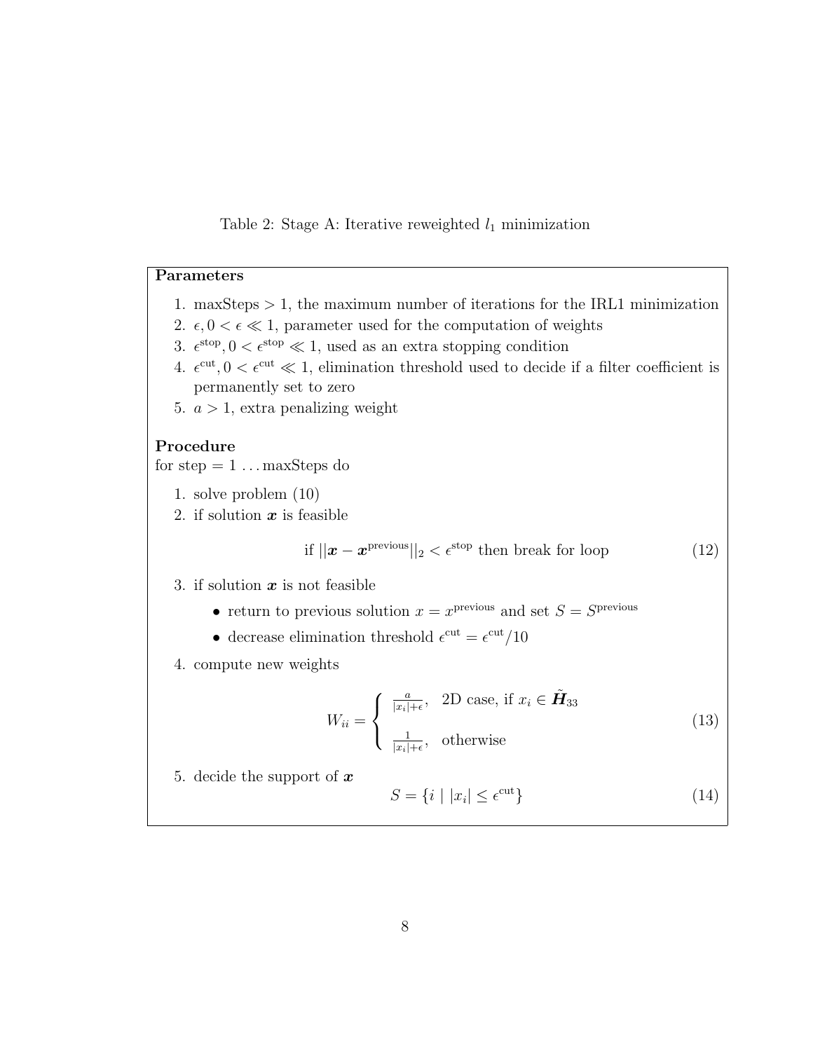Table 2: Stage A: Iterative reweighted $l_1$ minimization

**Parameters**

1. maxSteps $> 1$, the maximum number of iterations for the IRL1 minimization
2. $\epsilon, 0 < \epsilon \ll 1$, parameter used for the computation of weights
3. $\epsilon^{\text{stop}}, 0 < \epsilon^{\text{stop}} \ll 1$, used as an extra stopping condition
4. $\epsilon^{\text{cut}}, 0 < \epsilon^{\text{cut}} \ll 1$, elimination threshold used to decide if a filter coefficient is permanently set to zero
5. $a > 1$, extra penalizing weight

**Procedure**

for step $= 1 \ldots$ maxSteps do

1. solve problem (10)
2. if solution $\boldsymbol{x}$ is feasible

$$\text{if } ||\boldsymbol{x} - \boldsymbol{x}^{\text{previous}}||_2 < \epsilon^{\text{stop}} \text{ then break for loop} \tag{12}$$

3. if solution $\boldsymbol{x}$ is not feasible
   - return to previous solution $x = x^{\text{previous}}$ and set $S = S^{\text{previous}}$
   - decrease elimination threshold $\epsilon^{\text{cut}} = \epsilon^{\text{cut}}/10$
4. compute new weights

$$W_{ii} = \begin{cases} \frac{a}{|x_i|+\epsilon}, & \text{2D case, if } x_i \in \tilde{\boldsymbol{H}}_{33} \\ \frac{1}{|x_i|+\epsilon}, & \text{otherwise} \end{cases} \tag{13}$$

5. decide the support of $\boldsymbol{x}$

$$S = \{i \mid |x_i| \leq \epsilon^{\text{cut}}\} \tag{14}$$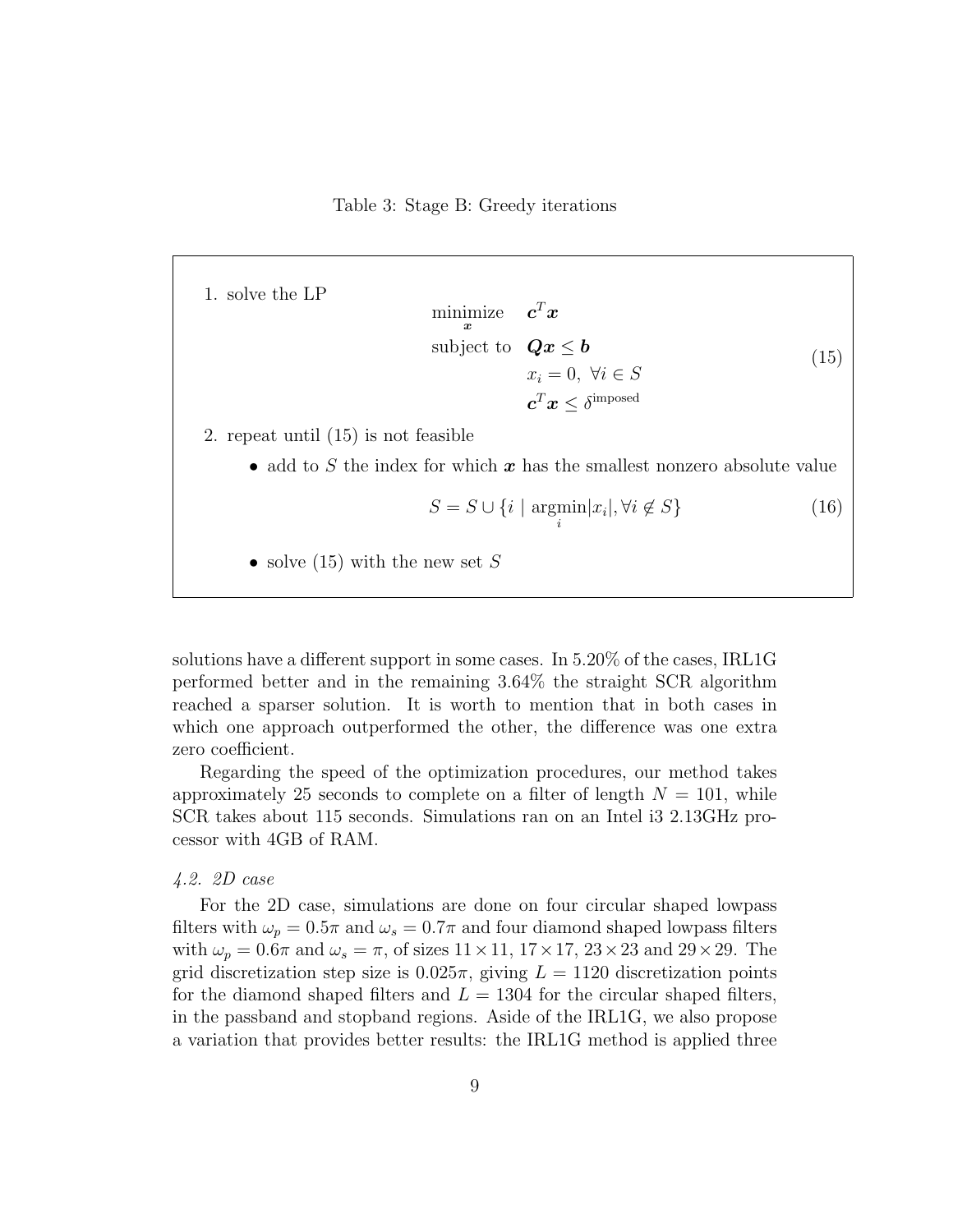Table 3: Stage B: Greedy iterations

1. solve the LP

$$\begin{aligned} \underset{\boldsymbol{x}}{\text{minimize}} \quad & \boldsymbol{c}^T \boldsymbol{x} \\ \text{subject to} \quad & \boldsymbol{Q}\boldsymbol{x} \leq \boldsymbol{b} \\ & x_i = 0, \ \forall i \in S \\ & \boldsymbol{c}^T \boldsymbol{x} \leq \delta^{\text{imposed}} \end{aligned} \tag{15}$$

2. repeat until (15) is not feasible
   - add to $S$ the index for which $\boldsymbol{x}$ has the smallest nonzero absolute value

   $$S = S \cup \{i \mid \underset{i}{\text{argmin}} |x_i|, \forall i \notin S\} \tag{16}$$

   - solve (15) with the new set $S$

solutions have a different support in some cases. In 5.20% of the cases, IRL1G performed better and in the remaining 3.64% the straight SCR algorithm reached a sparser solution. It is worth to mention that in both cases in which one approach outperformed the other, the difference was one extra zero coefficient.

Regarding the speed of the optimization procedures, our method takes approximately 25 seconds to complete on a filter of length $N = 101$, while SCR takes about 115 seconds. Simulations ran on an Intel i3 2.13GHz processor with 4GB of RAM.

*4.2. 2D case*

For the 2D case, simulations are done on four circular shaped lowpass filters with $\omega_p = 0.5\pi$ and $\omega_s = 0.7\pi$ and four diamond shaped lowpass filters with $\omega_p = 0.6\pi$ and $\omega_s = \pi$, of sizes $11 \times 11$, $17 \times 17$, $23 \times 23$ and $29 \times 29$. The grid discretization step size is $0.025\pi$, giving $L = 1120$ discretization points for the diamond shaped filters and $L = 1304$ for the circular shaped filters, in the passband and stopband regions. Aside of the IRL1G, we also propose a variation that provides better results: the IRL1G method is applied three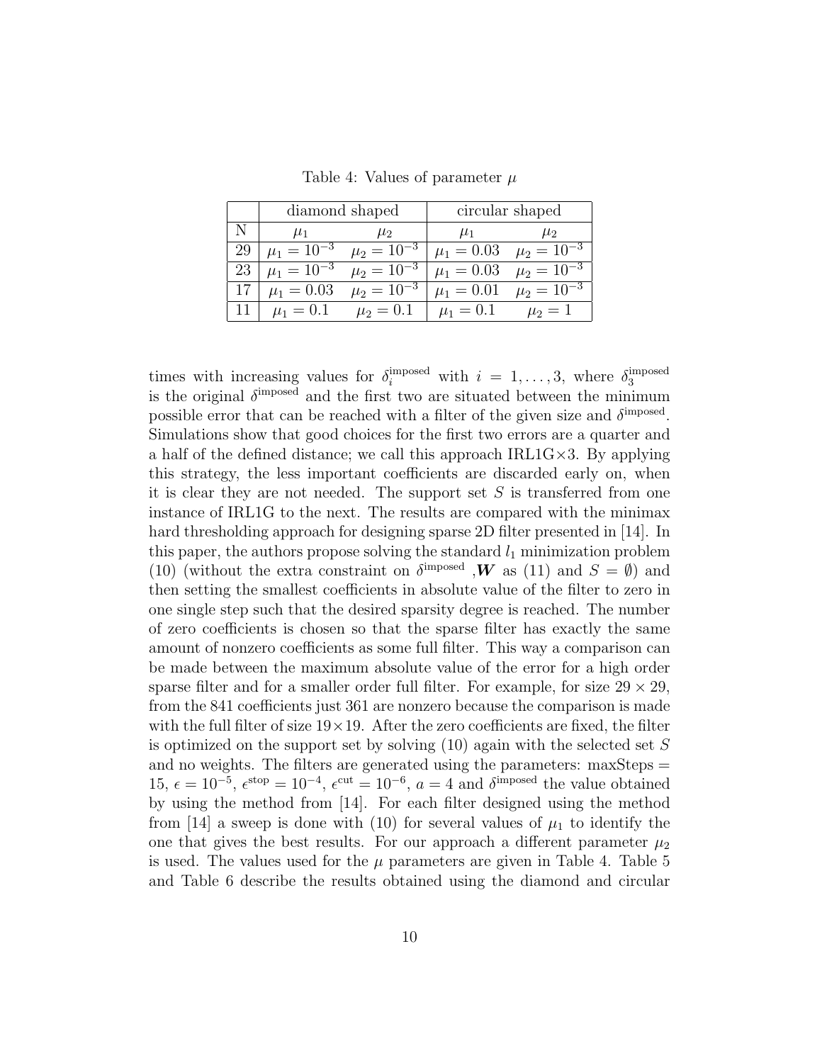Table 4: Values of parameter $\mu$

| | diamond shaped | | circular shaped | |
|---|---|---|---|---|
| N | $\mu_1$ | $\mu_2$ | $\mu_1$ | $\mu_2$ |
| 29 | $\mu_1 = 10^{-3}$ | $\mu_2 = 10^{-3}$ | $\mu_1 = 0.03$ | $\mu_2 = 10^{-3}$ |
| 23 | $\mu_1 = 10^{-3}$ | $\mu_2 = 10^{-3}$ | $\mu_1 = 0.03$ | $\mu_2 = 10^{-3}$ |
| 17 | $\mu_1 = 0.03$ | $\mu_2 = 10^{-3}$ | $\mu_1 = 0.01$ | $\mu_2 = 10^{-3}$ |
| 11 | $\mu_1 = 0.1$ | $\mu_2 = 0.1$ | $\mu_1 = 0.1$ | $\mu_2 = 1$ |

times with increasing values for $\delta_i^{\text{imposed}}$ with $i = 1, \ldots, 3$, where $\delta_3^{\text{imposed}}$ is the original $\delta^{\text{imposed}}$ and the first two are situated between the minimum possible error that can be reached with a filter of the given size and $\delta^{\text{imposed}}$. Simulations show that good choices for the first two errors are a quarter and a half of the defined distance; we call this approach IRL1G×3. By applying this strategy, the less important coefficients are discarded early on, when it is clear they are not needed. The support set $S$ is transferred from one instance of IRL1G to the next. The results are compared with the minimax hard thresholding approach for designing sparse 2D filter presented in [14]. In this paper, the authors propose solving the standard $l_1$ minimization problem (10) (without the extra constraint on $\delta^{\text{imposed}}$ ,$\boldsymbol{W}$ as (11) and $S = \emptyset$) and then setting the smallest coefficients in absolute value of the filter to zero in one single step such that the desired sparsity degree is reached. The number of zero coefficients is chosen so that the sparse filter has exactly the same amount of nonzero coefficients as some full filter. This way a comparison can be made between the maximum absolute value of the error for a high order sparse filter and for a smaller order full filter. For example, for size $29 \times 29$, from the 841 coefficients just 361 are nonzero because the comparison is made with the full filter of size $19 \times 19$. After the zero coefficients are fixed, the filter is optimized on the support set by solving (10) again with the selected set $S$ and no weights. The filters are generated using the parameters: maxSteps = 15, $\epsilon = 10^{-5}$, $\epsilon^{\text{stop}} = 10^{-4}$, $\epsilon^{\text{cut}} = 10^{-6}$, $a = 4$ and $\delta^{\text{imposed}}$ the value obtained by using the method from [14]. For each filter designed using the method from [14] a sweep is done with (10) for several values of $\mu_1$ to identify the one that gives the best results. For our approach a different parameter $\mu_2$ is used. The values used for the $\mu$ parameters are given in Table 4. Table 5 and Table 6 describe the results obtained using the diamond and circular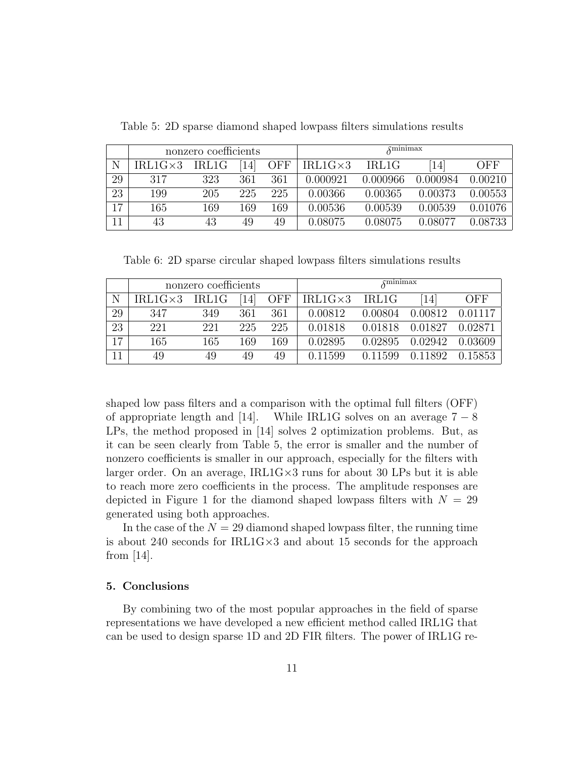Table 5: 2D sparse diamond shaped lowpass filters simulations results

| | nonzero coefficients | | | | $\delta^{\text{minimax}}$ | | | |
|---|---|---|---|---|---|---|---|---|
| N | IRL1G×3 | IRL1G | [14] | OFF | IRL1G×3 | IRL1G | [14] | OFF |
| 29 | 317 | 323 | 361 | 361 | 0.000921 | 0.000966 | 0.000984 | 0.00210 |
| 23 | 199 | 205 | 225 | 225 | 0.00366 | 0.00365 | 0.00373 | 0.00553 |
| 17 | 165 | 169 | 169 | 169 | 0.00536 | 0.00539 | 0.00539 | 0.01076 |
| 11 | 43 | 43 | 49 | 49 | 0.08075 | 0.08075 | 0.08077 | 0.08733 |

Table 6: 2D sparse circular shaped lowpass filters simulations results

| | nonzero coefficients | | | | $\delta^{\text{minimax}}$ | | | |
|---|---|---|---|---|---|---|---|---|
| N | IRL1G×3 | IRL1G | [14] | OFF | IRL1G×3 | IRL1G | [14] | OFF |
| 29 | 347 | 349 | 361 | 361 | 0.00812 | 0.00804 | 0.00812 | 0.01117 |
| 23 | 221 | 221 | 225 | 225 | 0.01818 | 0.01818 | 0.01827 | 0.02871 |
| 17 | 165 | 165 | 169 | 169 | 0.02895 | 0.02895 | 0.02942 | 0.03609 |
| 11 | 49 | 49 | 49 | 49 | 0.11599 | 0.11599 | 0.11892 | 0.15853 |

shaped low pass filters and a comparison with the optimal full filters (OFF) of appropriate length and [14]. While IRL1G solves on an average $7-8$ LPs, the method proposed in [14] solves 2 optimization problems. But, as it can be seen clearly from Table 5, the error is smaller and the number of nonzero coefficients is smaller in our approach, especially for the filters with larger order. On an average, IRL1G×3 runs for about 30 LPs but it is able to reach more zero coefficients in the process. The amplitude responses are depicted in Figure 1 for the diamond shaped lowpass filters with $N = 29$ generated using both approaches.

In the case of the $N = 29$ diamond shaped lowpass filter, the running time is about 240 seconds for IRL1G×3 and about 15 seconds for the approach from [14].

## 5. Conclusions

By combining two of the most popular approaches in the field of sparse representations we have developed a new efficient method called IRL1G that can be used to design sparse 1D and 2D FIR filters. The power of IRL1G re-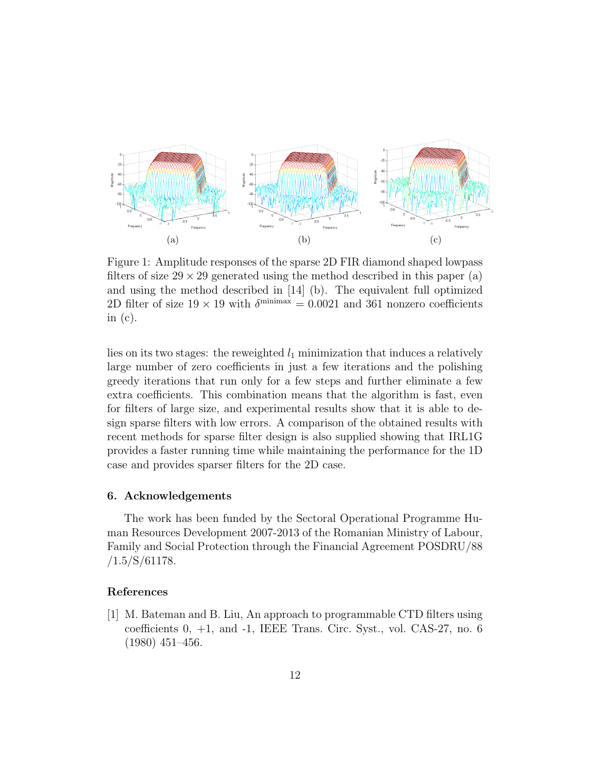(a) (b) (c)

Figure 1: Amplitude responses of the sparse 2D FIR diamond shaped lowpass filters of size $29 \times 29$ generated using the method described in this paper (a) and using the method described in [14] (b). The equivalent full optimized 2D filter of size $19 \times 19$ with $\delta^{\text{minimax}} = 0.0021$ and 361 nonzero coefficients in (c).

lies on its two stages: the reweighted $l_1$ minimization that induces a relatively large number of zero coefficients in just a few iterations and the polishing greedy iterations that run only for a few steps and further eliminate a few extra coefficients. This combination means that the algorithm is fast, even for filters of large size, and experimental results show that it is able to design sparse filters with low errors. A comparison of the obtained results with recent methods for sparse filter design is also supplied showing that IRL1G provides a faster running time while maintaining the performance for the 1D case and provides sparser filters for the 2D case.

## 6. Acknowledgements

The work has been funded by the Sectoral Operational Programme Human Resources Development 2007-2013 of the Romanian Ministry of Labour, Family and Social Protection through the Financial Agreement POSDRU/88 /1.5/S/61178.

## References

[1] M. Bateman and B. Liu, An approach to programmable CTD filters using coefficients 0, +1, and -1, IEEE Trans. Circ. Syst., vol. CAS-27, no. 6 (1980) 451–456.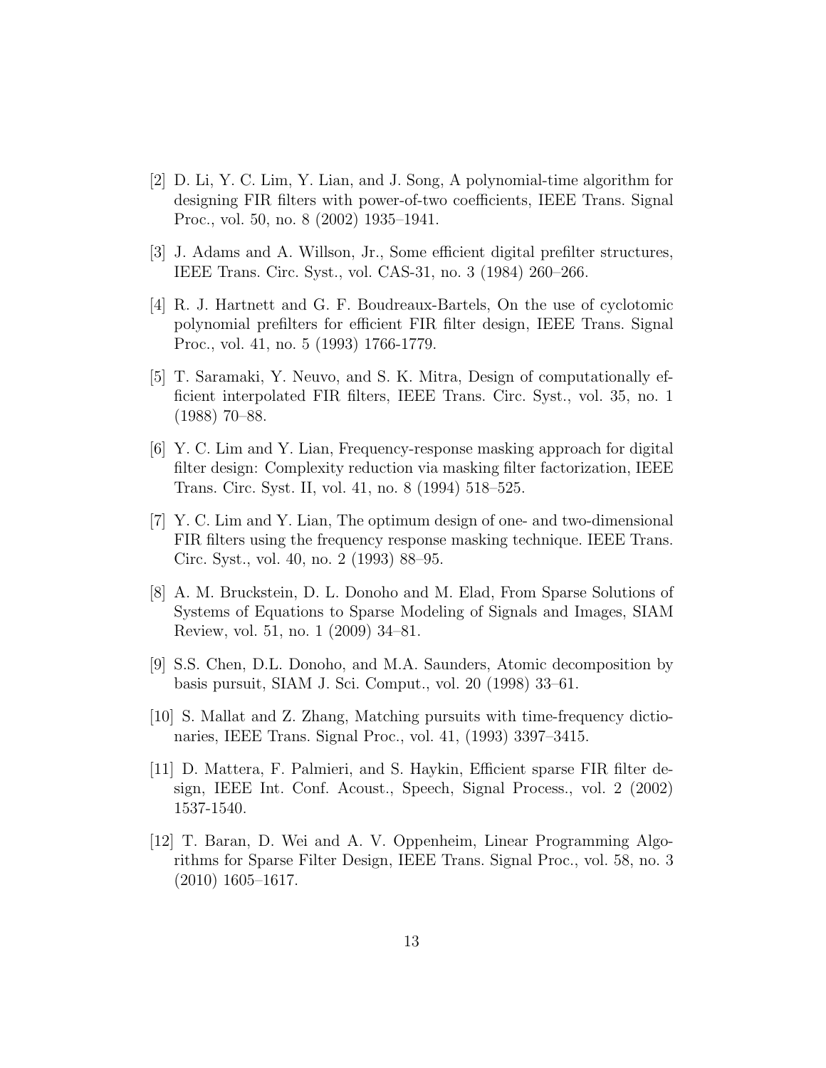[2] D. Li, Y. C. Lim, Y. Lian, and J. Song, A polynomial-time algorithm for designing FIR filters with power-of-two coefficients, IEEE Trans. Signal Proc., vol. 50, no. 8 (2002) 1935–1941.

[3] J. Adams and A. Willson, Jr., Some efficient digital prefilter structures, IEEE Trans. Circ. Syst., vol. CAS-31, no. 3 (1984) 260–266.

[4] R. J. Hartnett and G. F. Boudreaux-Bartels, On the use of cyclotomic polynomial prefilters for efficient FIR filter design, IEEE Trans. Signal Proc., vol. 41, no. 5 (1993) 1766-1779.

[5] T. Saramaki, Y. Neuvo, and S. K. Mitra, Design of computationally efficient interpolated FIR filters, IEEE Trans. Circ. Syst., vol. 35, no. 1 (1988) 70–88.

[6] Y. C. Lim and Y. Lian, Frequency-response masking approach for digital filter design: Complexity reduction via masking filter factorization, IEEE Trans. Circ. Syst. II, vol. 41, no. 8 (1994) 518–525.

[7] Y. C. Lim and Y. Lian, The optimum design of one- and two-dimensional FIR filters using the frequency response masking technique. IEEE Trans. Circ. Syst., vol. 40, no. 2 (1993) 88–95.

[8] A. M. Bruckstein, D. L. Donoho and M. Elad, From Sparse Solutions of Systems of Equations to Sparse Modeling of Signals and Images, SIAM Review, vol. 51, no. 1 (2009) 34–81.

[9] S.S. Chen, D.L. Donoho, and M.A. Saunders, Atomic decomposition by basis pursuit, SIAM J. Sci. Comput., vol. 20 (1998) 33–61.

[10] S. Mallat and Z. Zhang, Matching pursuits with time-frequency dictionaries, IEEE Trans. Signal Proc., vol. 41, (1993) 3397–3415.

[11] D. Mattera, F. Palmieri, and S. Haykin, Efficient sparse FIR filter design, IEEE Int. Conf. Acoust., Speech, Signal Process., vol. 2 (2002) 1537-1540.

[12] T. Baran, D. Wei and A. V. Oppenheim, Linear Programming Algorithms for Sparse Filter Design, IEEE Trans. Signal Proc., vol. 58, no. 3 (2010) 1605–1617.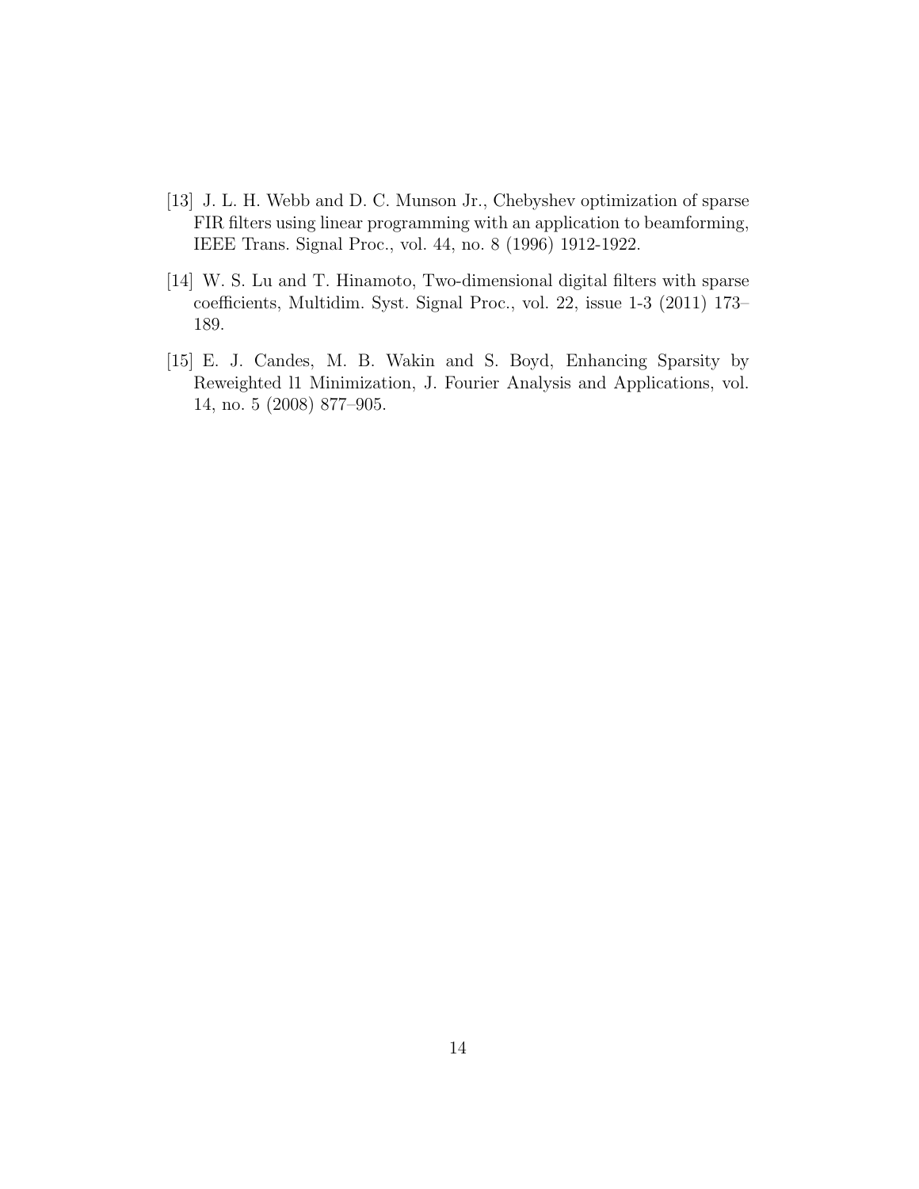[13] J. L. H. Webb and D. C. Munson Jr., Chebyshev optimization of sparse FIR filters using linear programming with an application to beamforming, IEEE Trans. Signal Proc., vol. 44, no. 8 (1996) 1912-1922.

[14] W. S. Lu and T. Hinamoto, Two-dimensional digital filters with sparse coefficients, Multidim. Syst. Signal Proc., vol. 22, issue 1-3 (2011) 173–189.

[15] E. J. Candes, M. B. Wakin and S. Boyd, Enhancing Sparsity by Reweighted l1 Minimization, J. Fourier Analysis and Applications, vol. 14, no. 5 (2008) 877–905.